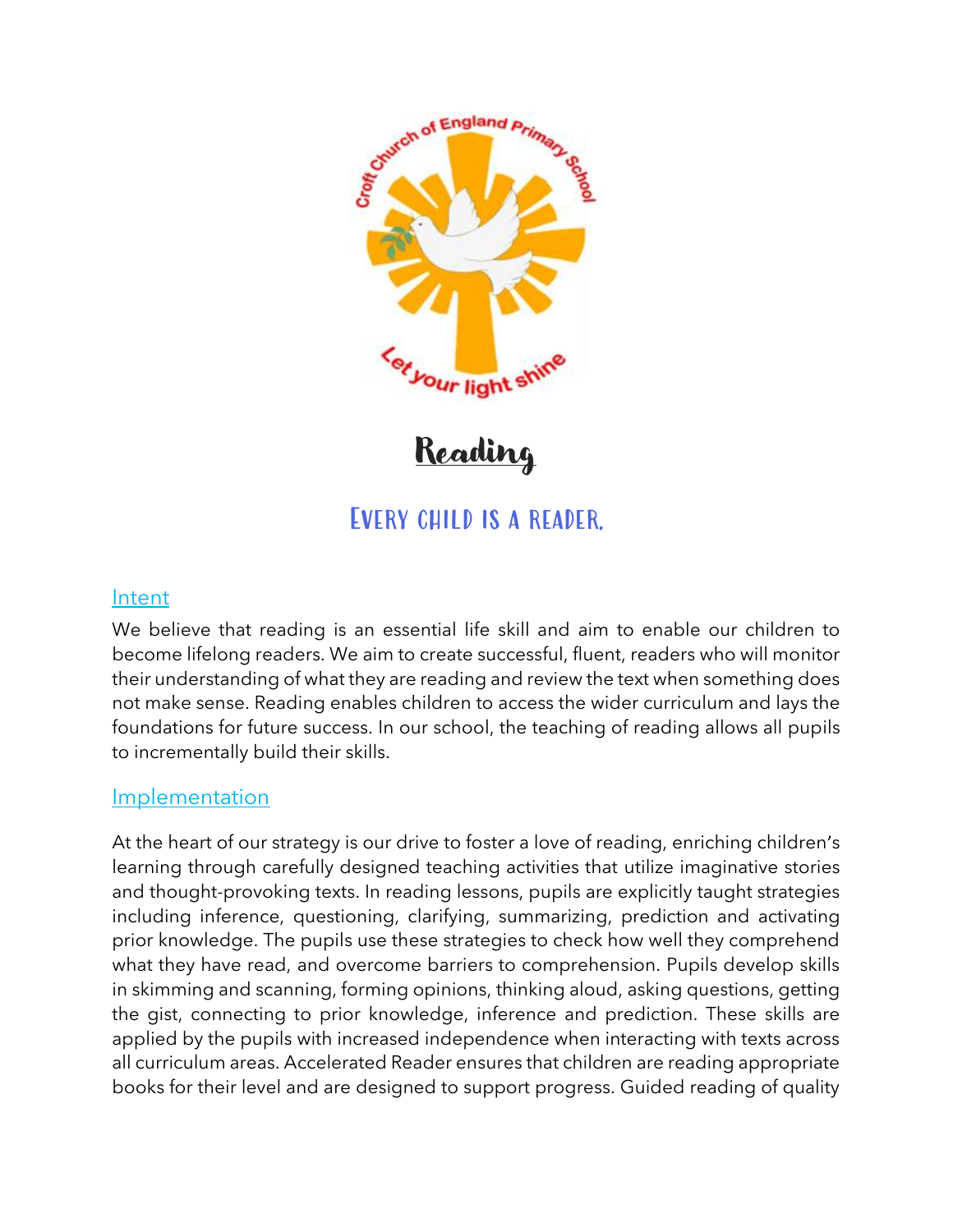# Reading

## Every child is a reader.

### Intent

We believe that reading is an essential life skill and aim to enable our children to become lifelong readers. We aim to create successful, fluent, readers who will monitor their understanding of what they are reading and review the text when something does not make sense. Reading enables children to access the wider curriculum and lays the foundations for future success. In our school, the teaching of reading allows all pupils to incrementally build their skills.

### Implementation

At the heart of our strategy is our drive to foster a love of reading, enriching children's learning through carefully designed teaching activities that utilize imaginative stories and thought-provoking texts. In reading lessons, pupils are explicitly taught strategies including inference, questioning, clarifying, summarizing, prediction and activating prior knowledge. The pupils use these strategies to check how well they comprehend what they have read, and overcome barriers to comprehension. Pupils develop skills in skimming and scanning, forming opinions, thinking aloud, asking questions, getting the gist, connecting to prior knowledge, inference and prediction. These skills are applied by the pupils with increased independence when interacting with texts across all curriculum areas. Accelerated Reader ensures that children are reading appropriate books for their level and are designed to support progress. Guided reading of quality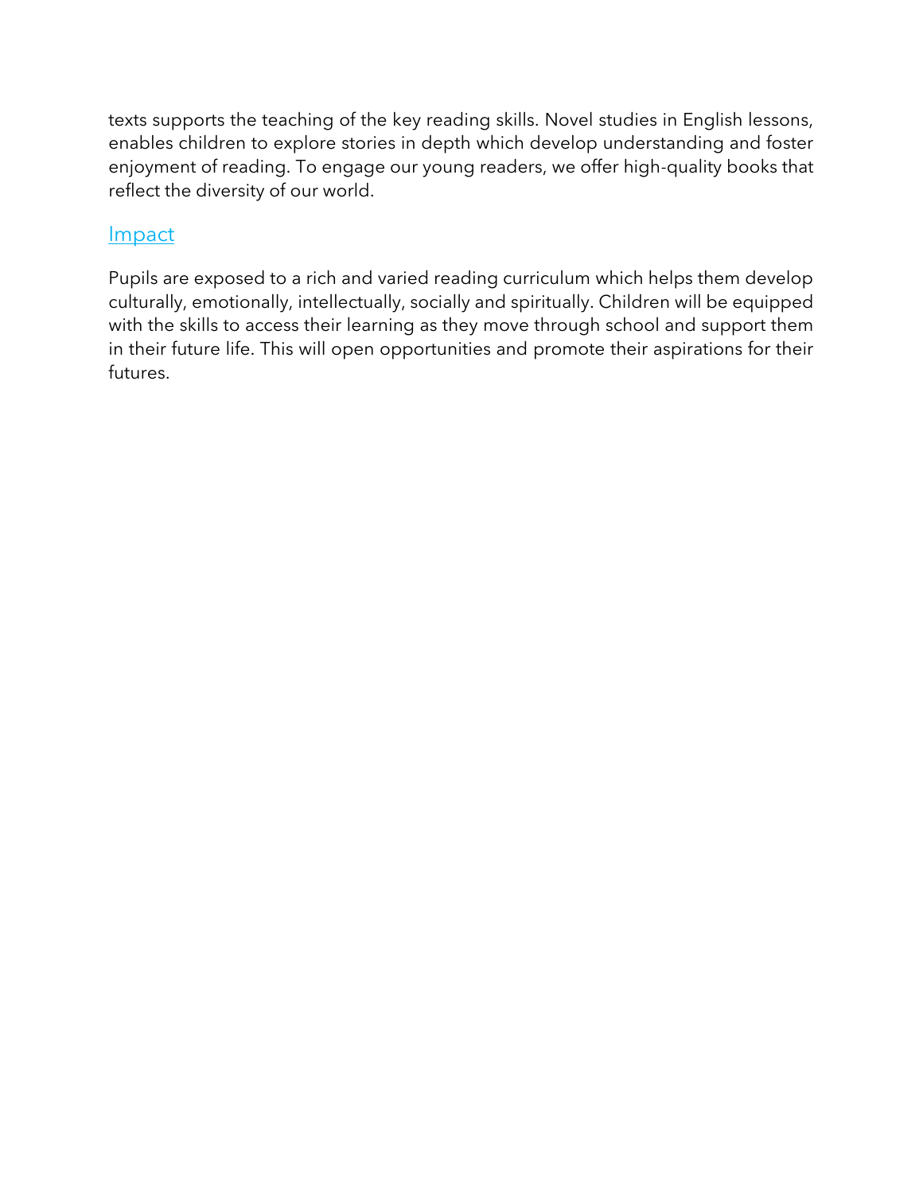texts supports the teaching of the key reading skills. Novel studies in English lessons, enables children to explore stories in depth which develop understanding and foster enjoyment of reading. To engage our young readers, we offer high-quality books that reflect the diversity of our world.

## Impact

Pupils are exposed to a rich and varied reading curriculum which helps them develop culturally, emotionally, intellectually, socially and spiritually. Children will be equipped with the skills to access their learning as they move through school and support them in their future life. This will open opportunities and promote their aspirations for their futures.